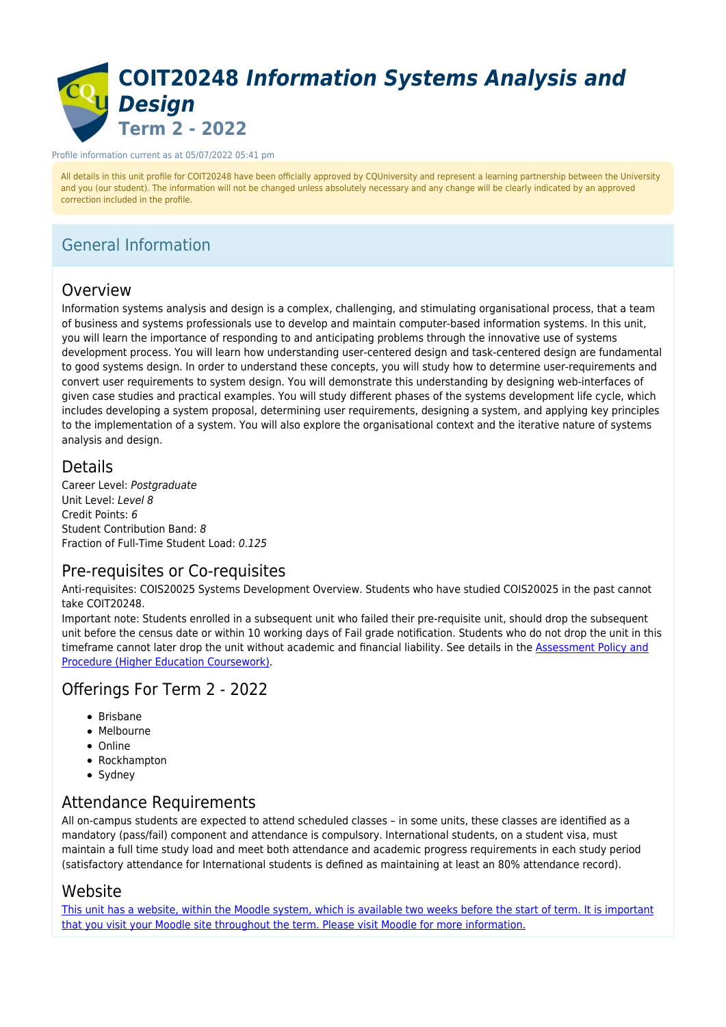# COIT20248 *Information Systems Analysis and Design*

## Term 2 - 2022

Profile information current as at 05/07/2022 05:41 pm

All details in this unit profile for COIT20248 have been officially approved by CQUniversity and represent a learning partnership between the University and you (our student). The information will not be changed unless absolutely necessary and any change will be clearly indicated by an approved correction included in the profile.

## General Information

### Overview

Information systems analysis and design is a complex, challenging, and stimulating organisational process, that a team of business and systems professionals use to develop and maintain computer-based information systems. In this unit, you will learn the importance of responding to and anticipating problems through the innovative use of systems development process. You will learn how understanding user-centered design and task-centered design are fundamental to good systems design. In order to understand these concepts, you will study how to determine user-requirements and convert user requirements to system design. You will demonstrate this understanding by designing web-interfaces of given case studies and practical examples. You will study different phases of the systems development life cycle, which includes developing a system proposal, determining user requirements, designing a system, and applying key principles to the implementation of a system. You will also explore the organisational context and the iterative nature of systems analysis and design.

### Details

Career Level: *Postgraduate*
Unit Level: *Level 8*
Credit Points: *6*
Student Contribution Band: *8*
Fraction of Full-Time Student Load: *0.125*

### Pre-requisites or Co-requisites

Anti-requisites: COIS20025 Systems Development Overview. Students who have studied COIS20025 in the past cannot take COIT20248.
Important note: Students enrolled in a subsequent unit who failed their pre-requisite unit, should drop the subsequent unit before the census date or within 10 working days of Fail grade notification. Students who do not drop the unit in this timeframe cannot later drop the unit without academic and financial liability. See details in the [Assessment Policy and Procedure (Higher Education Coursework)](Assessment Policy and Procedure (Higher Education Coursework)).

### Offerings For Term 2 - 2022

- Brisbane
- Melbourne
- Online
- Rockhampton
- Sydney

### Attendance Requirements

All on-campus students are expected to attend scheduled classes – in some units, these classes are identified as a mandatory (pass/fail) component and attendance is compulsory. International students, on a student visa, must maintain a full time study load and meet both attendance and academic progress requirements in each study period (satisfactory attendance for International students is defined as maintaining at least an 80% attendance record).

### Website

[This unit has a website, within the Moodle system, which is available two weeks before the start of term. It is important that you visit your Moodle site throughout the term. Please visit Moodle for more information.](This unit has a website, within the Moodle system, which is available two weeks before the start of term. It is important that you visit your Moodle site throughout the term. Please visit Moodle for more information.)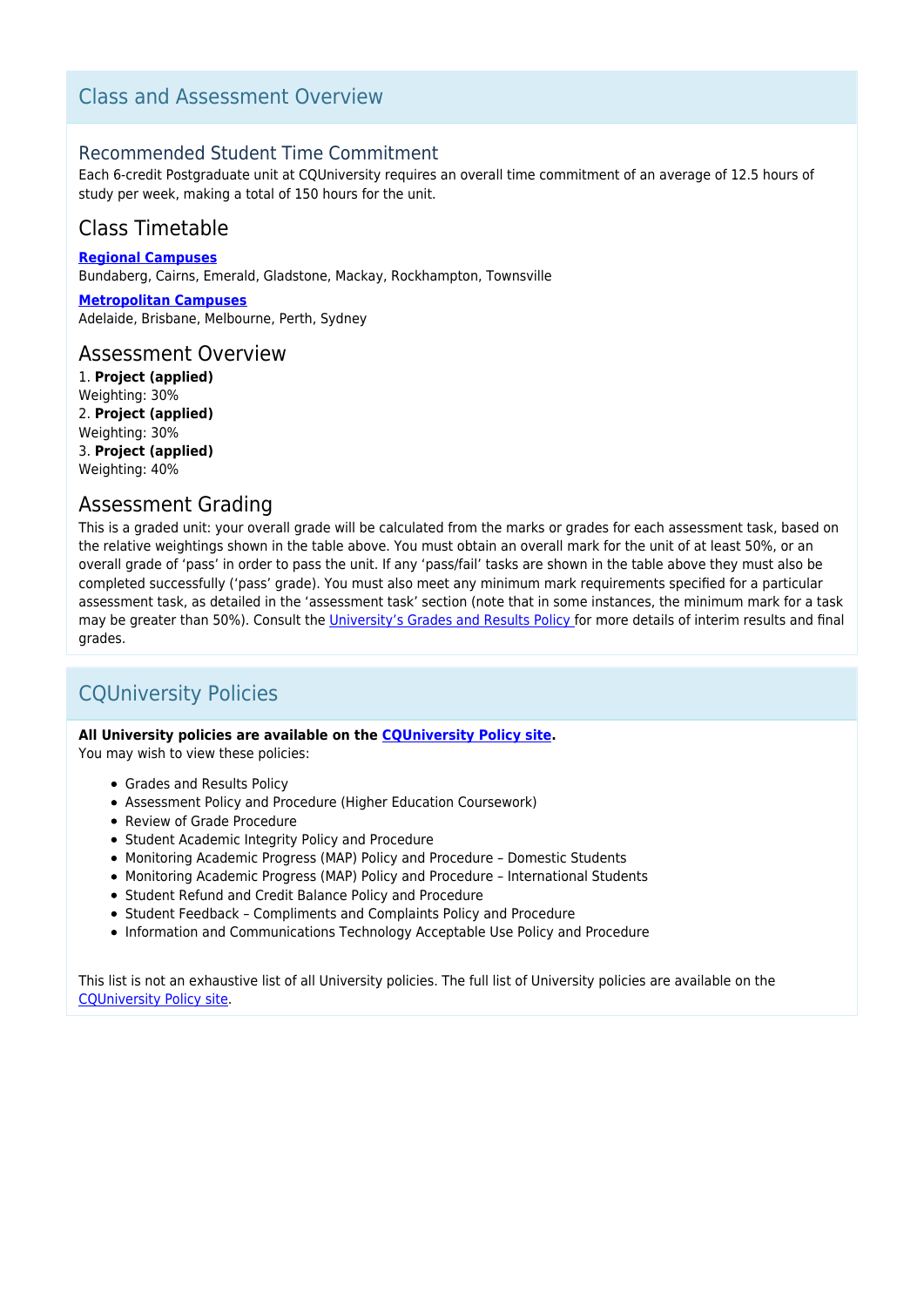## Class and Assessment Overview

### Recommended Student Time Commitment

Each 6-credit Postgraduate unit at CQUniversity requires an overall time commitment of an average of 12.5 hours of study per week, making a total of 150 hours for the unit.

### Class Timetable

**Regional Campuses**
Bundaberg, Cairns, Emerald, Gladstone, Mackay, Rockhampton, Townsville

**Metropolitan Campuses**
Adelaide, Brisbane, Melbourne, Perth, Sydney

### Assessment Overview

1. **Project (applied)**
Weighting: 30%
2. **Project (applied)**
Weighting: 30%
3. **Project (applied)**
Weighting: 40%

### Assessment Grading

This is a graded unit: your overall grade will be calculated from the marks or grades for each assessment task, based on the relative weightings shown in the table above. You must obtain an overall mark for the unit of at least 50%, or an overall grade of 'pass' in order to pass the unit. If any 'pass/fail' tasks are shown in the table above they must also be completed successfully ('pass' grade). You must also meet any minimum mark requirements specified for a particular assessment task, as detailed in the 'assessment task' section (note that in some instances, the minimum mark for a task may be greater than 50%). Consult the University's Grades and Results Policy for more details of interim results and final grades.

## CQUniversity Policies

**All University policies are available on the CQUniversity Policy site.**
You may wish to view these policies:

- Grades and Results Policy
- Assessment Policy and Procedure (Higher Education Coursework)
- Review of Grade Procedure
- Student Academic Integrity Policy and Procedure
- Monitoring Academic Progress (MAP) Policy and Procedure – Domestic Students
- Monitoring Academic Progress (MAP) Policy and Procedure – International Students
- Student Refund and Credit Balance Policy and Procedure
- Student Feedback – Compliments and Complaints Policy and Procedure
- Information and Communications Technology Acceptable Use Policy and Procedure

This list is not an exhaustive list of all University policies. The full list of University policies are available on the CQUniversity Policy site.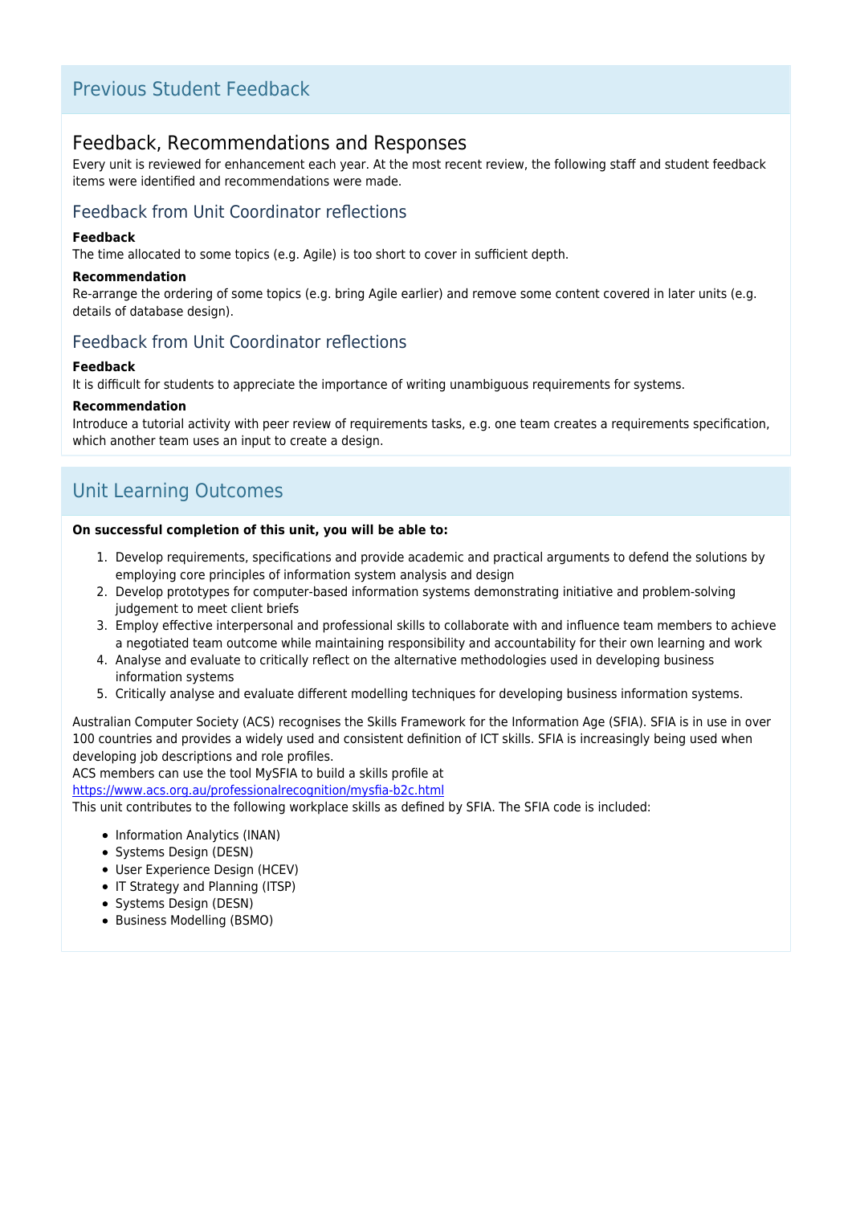## Previous Student Feedback

### Feedback, Recommendations and Responses

Every unit is reviewed for enhancement each year. At the most recent review, the following staff and student feedback items were identified and recommendations were made.

#### Feedback from Unit Coordinator reflections

**Feedback**

The time allocated to some topics (e.g. Agile) is too short to cover in sufficient depth.

**Recommendation**

Re-arrange the ordering of some topics (e.g. bring Agile earlier) and remove some content covered in later units (e.g. details of database design).

#### Feedback from Unit Coordinator reflections

**Feedback**

It is difficult for students to appreciate the importance of writing unambiguous requirements for systems.

**Recommendation**

Introduce a tutorial activity with peer review of requirements tasks, e.g. one team creates a requirements specification, which another team uses an input to create a design.

## Unit Learning Outcomes

**On successful completion of this unit, you will be able to:**

1. Develop requirements, specifications and provide academic and practical arguments to defend the solutions by employing core principles of information system analysis and design
2. Develop prototypes for computer-based information systems demonstrating initiative and problem-solving judgement to meet client briefs
3. Employ effective interpersonal and professional skills to collaborate with and influence team members to achieve a negotiated team outcome while maintaining responsibility and accountability for their own learning and work
4. Analyse and evaluate to critically reflect on the alternative methodologies used in developing business information systems
5. Critically analyse and evaluate different modelling techniques for developing business information systems.

Australian Computer Society (ACS) recognises the Skills Framework for the Information Age (SFIA). SFIA is in use in over 100 countries and provides a widely used and consistent definition of ICT skills. SFIA is increasingly being used when developing job descriptions and role profiles.
ACS members can use the tool MySFIA to build a skills profile at
https://www.acs.org.au/professionalrecognition/mysfia-b2c.html
This unit contributes to the following workplace skills as defined by SFIA. The SFIA code is included:

- Information Analytics (INAN)
- Systems Design (DESN)
- User Experience Design (HCEV)
- IT Strategy and Planning (ITSP)
- Systems Design (DESN)
- Business Modelling (BSMO)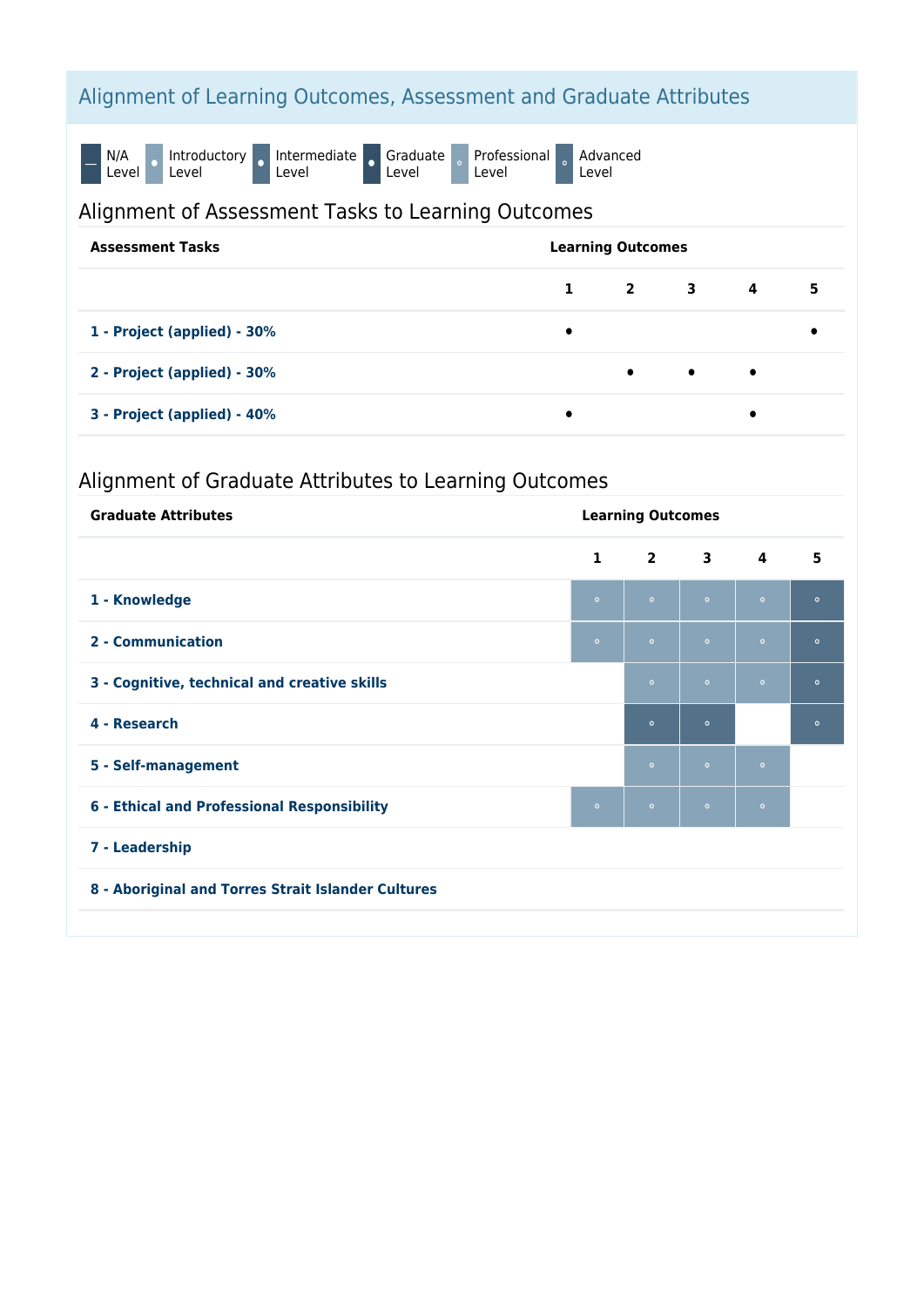## Alignment of Learning Outcomes, Assessment and Graduate Attributes

— N/A Level | • Introductory Level | • Intermediate Level | • Graduate Level | ∘ Professional Level | ∘ Advanced Level

### Alignment of Assessment Tasks to Learning Outcomes

| Assessment Tasks | Learning Outcomes | | | | |
|---|---|---|---|---|---|
| | 1 | 2 | 3 | 4 | 5 |
| 1 - Project (applied) - 30% | • | | | | • |
| 2 - Project (applied) - 30% | | • | • | • | |
| 3 - Project (applied) - 40% | • | | | • | |

### Alignment of Graduate Attributes to Learning Outcomes

| Graduate Attributes | Learning Outcomes | | | | |
|---|---|---|---|---|---|
| | 1 | 2 | 3 | 4 | 5 |
| 1 - Knowledge | ∘ Professional | ∘ Professional | ∘ Professional | ∘ Professional | ∘ Advanced |
| 2 - Communication | ∘ Professional | ∘ Professional | ∘ Professional | ∘ Professional | ∘ Advanced |
| 3 - Cognitive, technical and creative skills | | ∘ Professional | ∘ Professional | ∘ Professional | ∘ Advanced |
| 4 - Research | | ∘ Advanced | ∘ Advanced | | ∘ Advanced |
| 5 - Self-management | | ∘ Professional | ∘ Professional | ∘ Professional | |
| 6 - Ethical and Professional Responsibility | ∘ Professional | ∘ Professional | ∘ Professional | ∘ Professional | |
| 7 - Leadership | | | | | |
| 8 - Aboriginal and Torres Strait Islander Cultures | | | | | |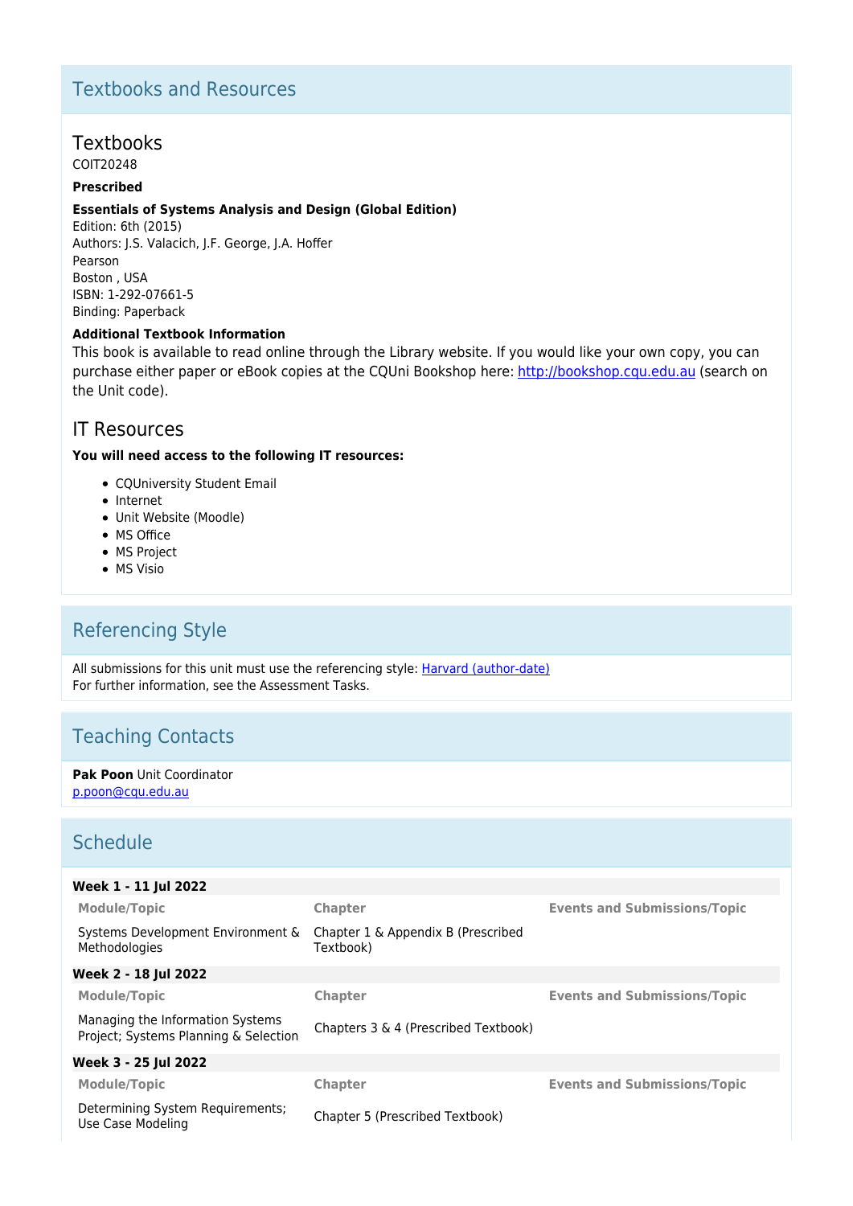## Textbooks and Resources

### Textbooks

COIT20248

**Prescribed**

**Essentials of Systems Analysis and Design (Global Edition)**
Edition: 6th (2015)
Authors: J.S. Valacich, J.F. George, J.A. Hoffer
Pearson
Boston , USA
ISBN: 1-292-07661-5
Binding: Paperback

**Additional Textbook Information**

This book is available to read online through the Library website. If you would like your own copy, you can purchase either paper or eBook copies at the CQUni Bookshop here: http://bookshop.cqu.edu.au (search on the Unit code).

### IT Resources

**You will need access to the following IT resources:**

- CQUniversity Student Email
- Internet
- Unit Website (Moodle)
- MS Office
- MS Project
- MS Visio

## Referencing Style

All submissions for this unit must use the referencing style: Harvard (author-date)
For further information, see the Assessment Tasks.

## Teaching Contacts

**Pak Poon** Unit Coordinator
p.poon@cqu.edu.au

## Schedule

**Week 1 - 11 Jul 2022**

| Module/Topic | Chapter | Events and Submissions/Topic |
|---|---|---|
| Systems Development Environment & Methodologies | Chapter 1 & Appendix B (Prescribed Textbook) | |

**Week 2 - 18 Jul 2022**

| Module/Topic | Chapter | Events and Submissions/Topic |
|---|---|---|
| Managing the Information Systems Project; Systems Planning & Selection | Chapters 3 & 4 (Prescribed Textbook) | |

**Week 3 - 25 Jul 2022**

| Module/Topic | Chapter | Events and Submissions/Topic |
|---|---|---|
| Determining System Requirements; Use Case Modeling | Chapter 5 (Prescribed Textbook) | |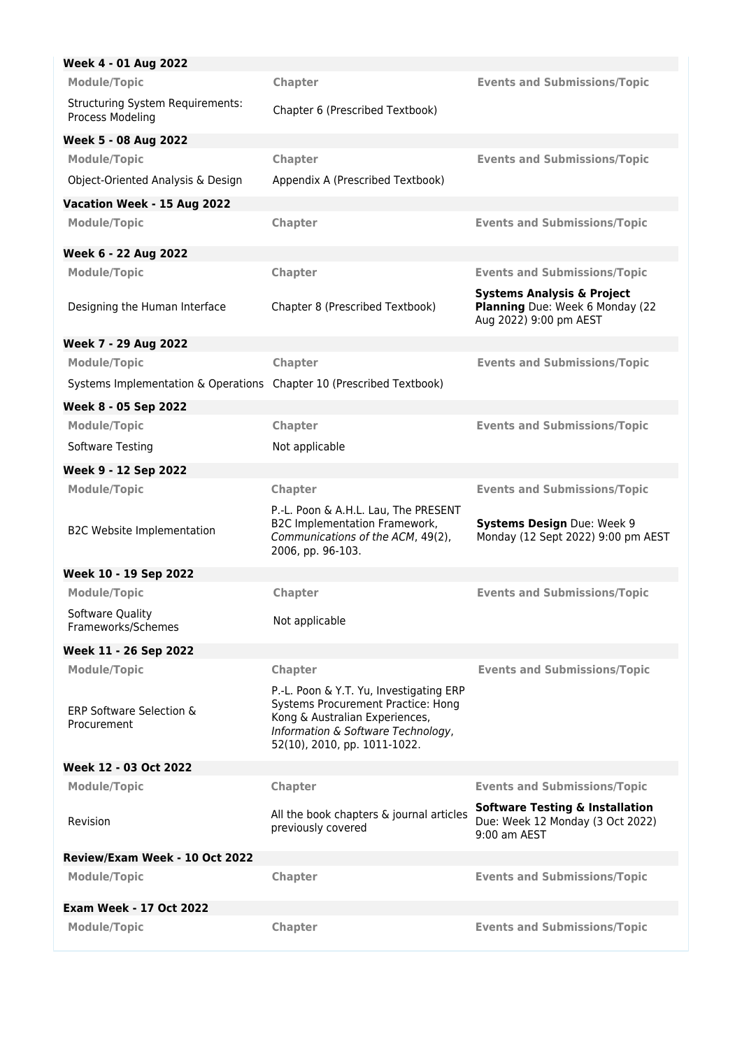**Week 4 - 01 Aug 2022**

| Module/Topic | Chapter | Events and Submissions/Topic |
|---|---|---|
| Structuring System Requirements: Process Modeling | Chapter 6 (Prescribed Textbook) | |

**Week 5 - 08 Aug 2022**

| Module/Topic | Chapter | Events and Submissions/Topic |
|---|---|---|
| Object-Oriented Analysis & Design | Appendix A (Prescribed Textbook) | |

**Vacation Week - 15 Aug 2022**

| Module/Topic | Chapter | Events and Submissions/Topic |
|---|---|---|

**Week 6 - 22 Aug 2022**

| Module/Topic | Chapter | Events and Submissions/Topic |
|---|---|---|
| Designing the Human Interface | Chapter 8 (Prescribed Textbook) | **Systems Analysis & Project Planning** Due: Week 6 Monday (22 Aug 2022) 9:00 pm AEST |

**Week 7 - 29 Aug 2022**

| Module/Topic | Chapter | Events and Submissions/Topic |
|---|---|---|
| Systems Implementation & Operations | Chapter 10 (Prescribed Textbook) | |

**Week 8 - 05 Sep 2022**

| Module/Topic | Chapter | Events and Submissions/Topic |
|---|---|---|
| Software Testing | Not applicable | |

**Week 9 - 12 Sep 2022**

| Module/Topic | Chapter | Events and Submissions/Topic |
|---|---|---|
| B2C Website Implementation | P.-L. Poon & A.H.L. Lau, The PRESENT B2C Implementation Framework, *Communications of the ACM*, 49(2), 2006, pp. 96-103. | **Systems Design** Due: Week 9 Monday (12 Sept 2022) 9:00 pm AEST |

**Week 10 - 19 Sep 2022**

| Module/Topic | Chapter | Events and Submissions/Topic |
|---|---|---|
| Software Quality Frameworks/Schemes | Not applicable | |

**Week 11 - 26 Sep 2022**

| Module/Topic | Chapter | Events and Submissions/Topic |
|---|---|---|
| ERP Software Selection & Procurement | P.-L. Poon & Y.T. Yu, Investigating ERP Systems Procurement Practice: Hong Kong & Australian Experiences, *Information & Software Technology*, 52(10), 2010, pp. 1011-1022. | |

**Week 12 - 03 Oct 2022**

| Module/Topic | Chapter | Events and Submissions/Topic |
|---|---|---|
| Revision | All the book chapters & journal articles previously covered | **Software Testing & Installation** Due: Week 12 Monday (3 Oct 2022) 9:00 am AEST |

**Review/Exam Week - 10 Oct 2022**

| Module/Topic | Chapter | Events and Submissions/Topic |
|---|---|---|

**Exam Week - 17 Oct 2022**

| Module/Topic | Chapter | Events and Submissions/Topic |
|---|---|---|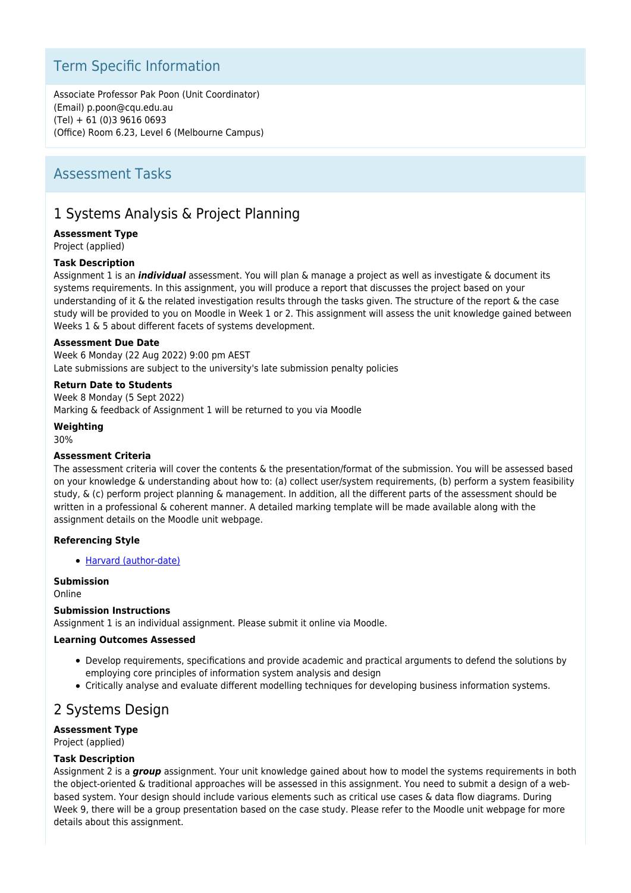## Term Specific Information

Associate Professor Pak Poon (Unit Coordinator)
(Email) p.poon@cqu.edu.au
(Tel) + 61 (0)3 9616 0693
(Office) Room 6.23, Level 6 (Melbourne Campus)

## Assessment Tasks

### 1 Systems Analysis & Project Planning

**Assessment Type**
Project (applied)

**Task Description**
Assignment 1 is an ***individual*** assessment. You will plan & manage a project as well as investigate & document its systems requirements. In this assignment, you will produce a report that discusses the project based on your understanding of it & the related investigation results through the tasks given. The structure of the report & the case study will be provided to you on Moodle in Week 1 or 2. This assignment will assess the unit knowledge gained between Weeks 1 & 5 about different facets of systems development.

**Assessment Due Date**
Week 6 Monday (22 Aug 2022) 9:00 pm AEST
Late submissions are subject to the university's late submission penalty policies

**Return Date to Students**
Week 8 Monday (5 Sept 2022)
Marking & feedback of Assignment 1 will be returned to you via Moodle

**Weighting**
30%

**Assessment Criteria**
The assessment criteria will cover the contents & the presentation/format of the submission. You will be assessed based on your knowledge & understanding about how to: (a) collect user/system requirements, (b) perform a system feasibility study, & (c) perform project planning & management. In addition, all the different parts of the assessment should be written in a professional & coherent manner. A detailed marking template will be made available along with the assignment details on the Moodle unit webpage.

**Referencing Style**

- Harvard (author-date)

**Submission**
Online

**Submission Instructions**
Assignment 1 is an individual assignment. Please submit it online via Moodle.

**Learning Outcomes Assessed**

- Develop requirements, specifications and provide academic and practical arguments to defend the solutions by employing core principles of information system analysis and design
- Critically analyse and evaluate different modelling techniques for developing business information systems.

### 2 Systems Design

**Assessment Type**
Project (applied)

**Task Description**
Assignment 2 is a ***group*** assignment. Your unit knowledge gained about how to model the systems requirements in both the object-oriented & traditional approaches will be assessed in this assignment. You need to submit a design of a web-based system. Your design should include various elements such as critical use cases & data flow diagrams. During Week 9, there will be a group presentation based on the case study. Please refer to the Moodle unit webpage for more details about this assignment.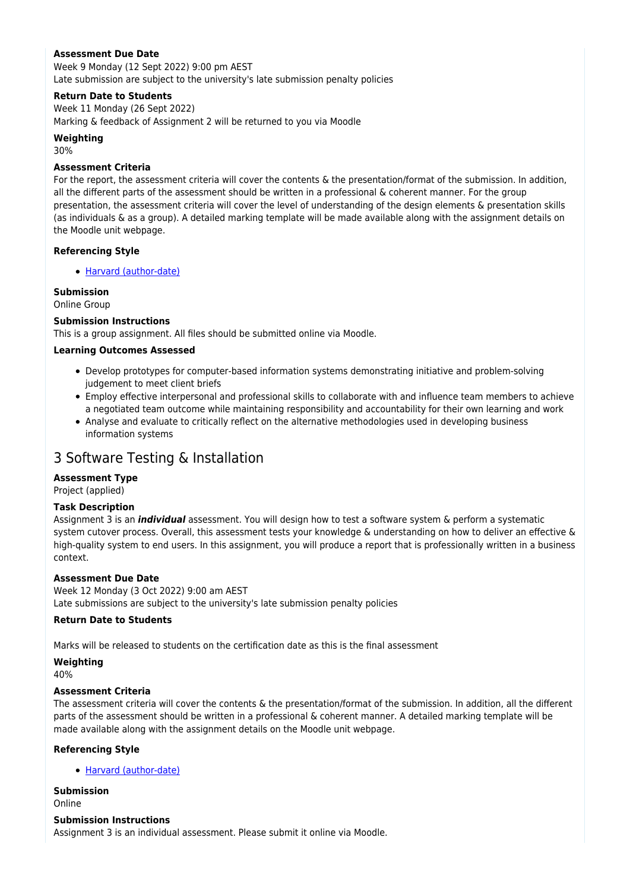**Assessment Due Date**

Week 9 Monday (12 Sept 2022) 9:00 pm AEST

Late submission are subject to the university's late submission penalty policies

**Return Date to Students**

Week 11 Monday (26 Sept 2022)

Marking & feedback of Assignment 2 will be returned to you via Moodle

**Weighting**

30%

**Assessment Criteria**

For the report, the assessment criteria will cover the contents & the presentation/format of the submission. In addition, all the different parts of the assessment should be written in a professional & coherent manner. For the group presentation, the assessment criteria will cover the level of understanding of the design elements & presentation skills (as individuals & as a group). A detailed marking template will be made available along with the assignment details on the Moodle unit webpage.

**Referencing Style**

- Harvard (author-date)

**Submission**

Online Group

**Submission Instructions**

This is a group assignment. All files should be submitted online via Moodle.

**Learning Outcomes Assessed**

- Develop prototypes for computer-based information systems demonstrating initiative and problem-solving judgement to meet client briefs
- Employ effective interpersonal and professional skills to collaborate with and influence team members to achieve a negotiated team outcome while maintaining responsibility and accountability for their own learning and work
- Analyse and evaluate to critically reflect on the alternative methodologies used in developing business information systems

## 3 Software Testing & Installation

**Assessment Type**

Project (applied)

**Task Description**

Assignment 3 is an ***individual*** assessment. You will design how to test a software system & perform a systematic system cutover process. Overall, this assessment tests your knowledge & understanding on how to deliver an effective & high-quality system to end users. In this assignment, you will produce a report that is professionally written in a business context.

**Assessment Due Date**

Week 12 Monday (3 Oct 2022) 9:00 am AEST

Late submissions are subject to the university's late submission penalty policies

**Return Date to Students**

Marks will be released to students on the certification date as this is the final assessment

**Weighting**

40%

**Assessment Criteria**

The assessment criteria will cover the contents & the presentation/format of the submission. In addition, all the different parts of the assessment should be written in a professional & coherent manner. A detailed marking template will be made available along with the assignment details on the Moodle unit webpage.

**Referencing Style**

- Harvard (author-date)

**Submission**

Online

**Submission Instructions**

Assignment 3 is an individual assessment. Please submit it online via Moodle.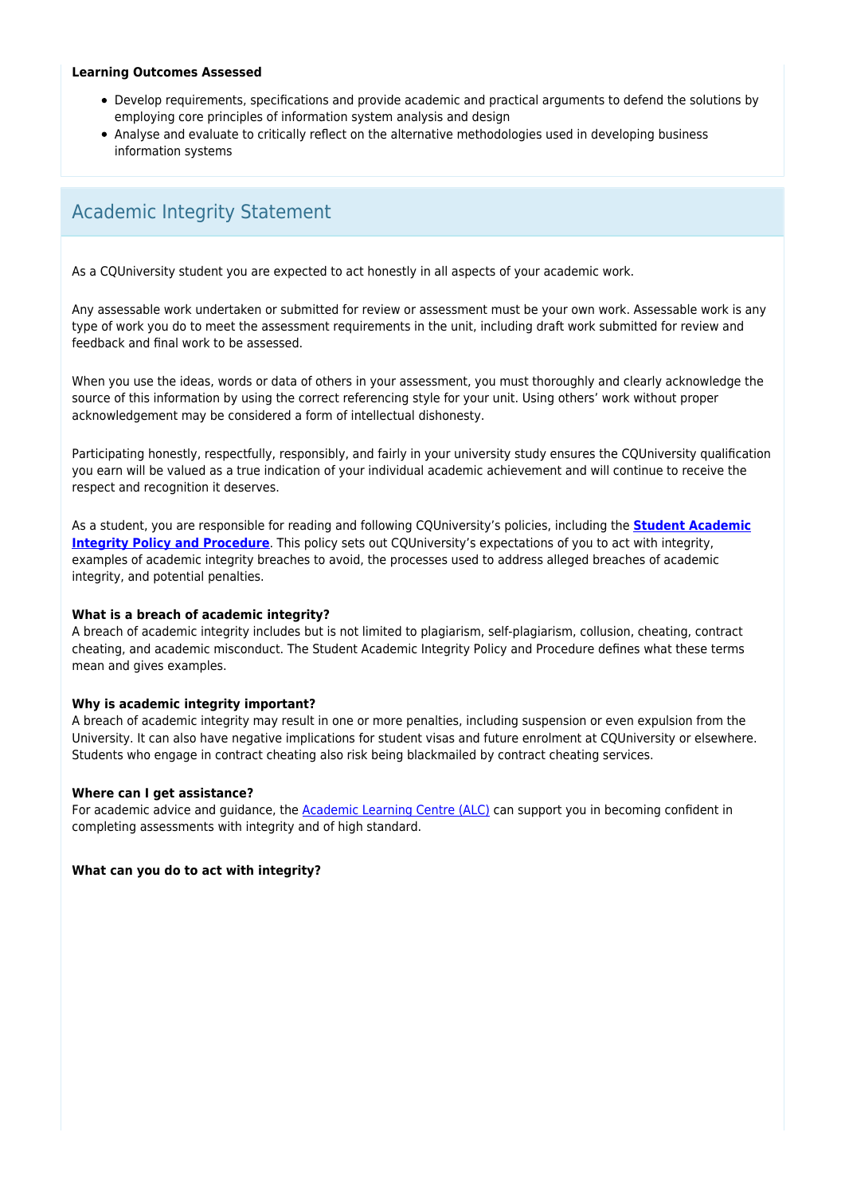**Learning Outcomes Assessed**

- Develop requirements, specifications and provide academic and practical arguments to defend the solutions by employing core principles of information system analysis and design
- Analyse and evaluate to critically reflect on the alternative methodologies used in developing business information systems

## Academic Integrity Statement

As a CQUniversity student you are expected to act honestly in all aspects of your academic work.

Any assessable work undertaken or submitted for review or assessment must be your own work. Assessable work is any type of work you do to meet the assessment requirements in the unit, including draft work submitted for review and feedback and final work to be assessed.

When you use the ideas, words or data of others in your assessment, you must thoroughly and clearly acknowledge the source of this information by using the correct referencing style for your unit. Using others' work without proper acknowledgement may be considered a form of intellectual dishonesty.

Participating honestly, respectfully, responsibly, and fairly in your university study ensures the CQUniversity qualification you earn will be valued as a true indication of your individual academic achievement and will continue to receive the respect and recognition it deserves.

As a student, you are responsible for reading and following CQUniversity's policies, including the **Student Academic Integrity Policy and Procedure**. This policy sets out CQUniversity's expectations of you to act with integrity, examples of academic integrity breaches to avoid, the processes used to address alleged breaches of academic integrity, and potential penalties.

**What is a breach of academic integrity?**
A breach of academic integrity includes but is not limited to plagiarism, self-plagiarism, collusion, cheating, contract cheating, and academic misconduct. The Student Academic Integrity Policy and Procedure defines what these terms mean and gives examples.

**Why is academic integrity important?**
A breach of academic integrity may result in one or more penalties, including suspension or even expulsion from the University. It can also have negative implications for student visas and future enrolment at CQUniversity or elsewhere. Students who engage in contract cheating also risk being blackmailed by contract cheating services.

**Where can I get assistance?**
For academic advice and guidance, the Academic Learning Centre (ALC) can support you in becoming confident in completing assessments with integrity and of high standard.

**What can you do to act with integrity?**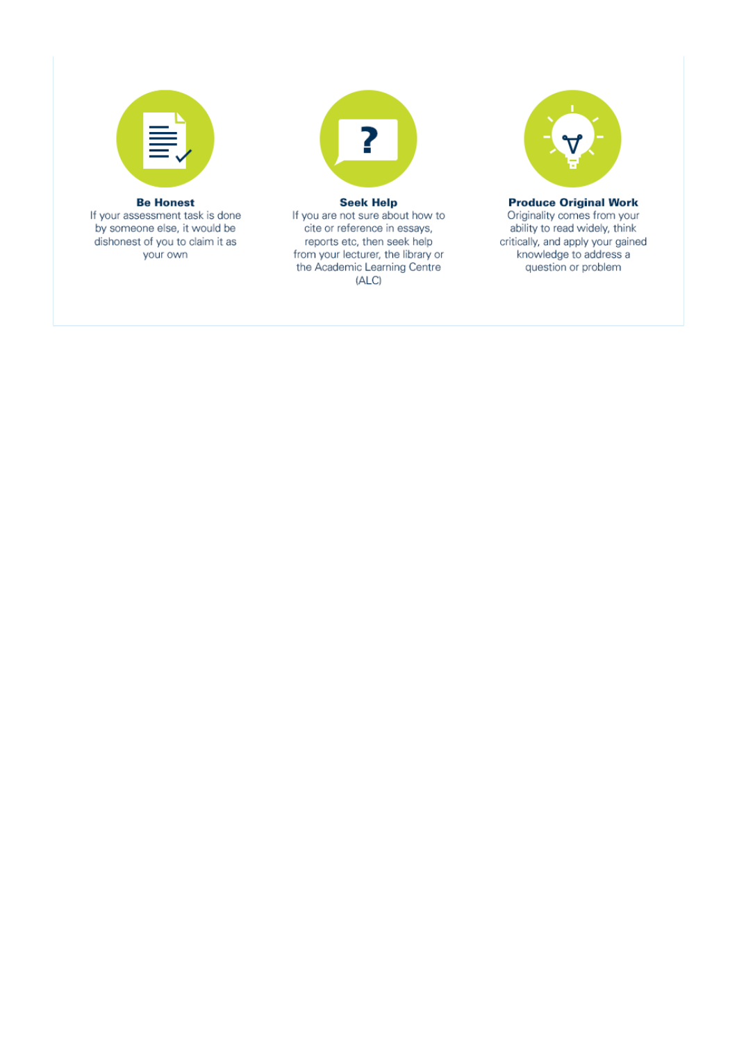**Be Honest**

If your assessment task is done by someone else, it would be dishonest of you to claim it as your own

**Seek Help**

If you are not sure about how to cite or reference in essays, reports etc, then seek help from your lecturer, the library or the Academic Learning Centre (ALC)

**Produce Original Work**

Originality comes from your ability to read widely, think critically, and apply your gained knowledge to address a question or problem